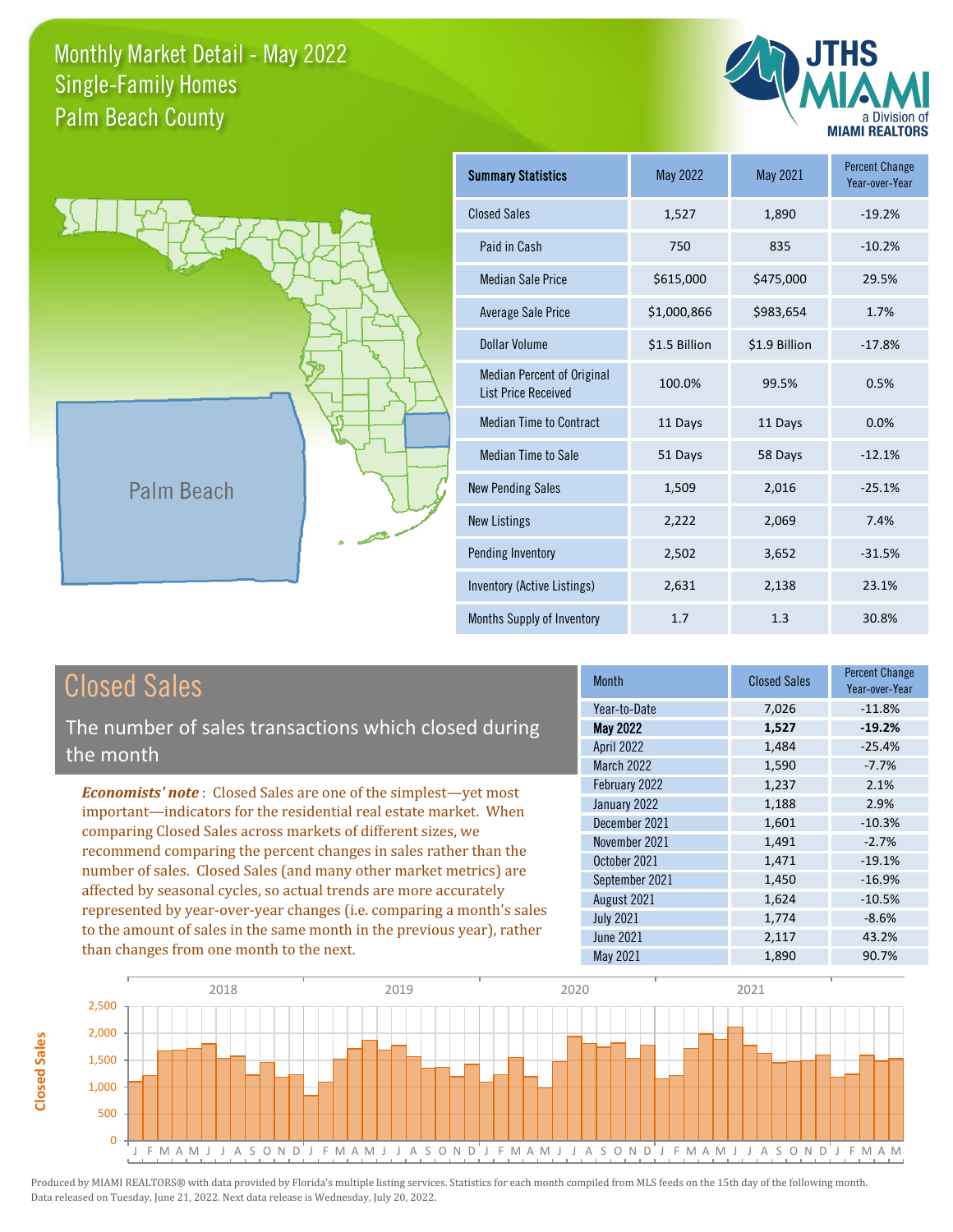# Monthly Market Detail - May 2022
## Single-Family Homes
## Palm Beach County

JTHS MIAMI a Division of MIAMI REALTORS

Palm Beach

| Summary Statistics | May 2022 | May 2021 | Percent Change Year-over-Year |
|---|---|---|---|
| Closed Sales | 1,527 | 1,890 | -19.2% |
| Paid in Cash | 750 | 835 | -10.2% |
| Median Sale Price | $615,000 | $475,000 | 29.5% |
| Average Sale Price | $1,000,866 | $983,654 | 1.7% |
| Dollar Volume | $1.5 Billion | $1.9 Billion | -17.8% |
| Median Percent of Original List Price Received | 100.0% | 99.5% | 0.5% |
| Median Time to Contract | 11 Days | 11 Days | 0.0% |
| Median Time to Sale | 51 Days | 58 Days | -12.1% |
| New Pending Sales | 1,509 | 2,016 | -25.1% |
| New Listings | 2,222 | 2,069 | 7.4% |
| Pending Inventory | 2,502 | 3,652 | -31.5% |
| Inventory (Active Listings) | 2,631 | 2,138 | 23.1% |
| Months Supply of Inventory | 1.7 | 1.3 | 30.8% |

## Closed Sales

The number of sales transactions which closed during the month

***Economists' note***: Closed Sales are one of the simplest—yet most important—indicators for the residential real estate market. When comparing Closed Sales across markets of different sizes, we recommend comparing the percent changes in sales rather than the number of sales. Closed Sales (and many other market metrics) are affected by seasonal cycles, so actual trends are more accurately represented by year-over-year changes (i.e. comparing a month's sales to the amount of sales in the same month in the previous year), rather than changes from one month to the next.

| Month | Closed Sales | Percent Change Year-over-Year |
|---|---|---|
| Year-to-Date | 7,026 | -11.8% |
| **May 2022** | **1,527** | **-19.2%** |
| April 2022 | 1,484 | -25.4% |
| March 2022 | 1,590 | -7.7% |
| February 2022 | 1,237 | 2.1% |
| January 2022 | 1,188 | 2.9% |
| December 2021 | 1,601 | -10.3% |
| November 2021 | 1,491 | -2.7% |
| October 2021 | 1,471 | -19.1% |
| September 2021 | 1,450 | -16.9% |
| August 2021 | 1,624 | -10.5% |
| July 2021 | 1,774 | -8.6% |
| June 2021 | 2,117 | 43.2% |
| May 2021 | 1,890 | 90.7% |

Produced by MIAMI REALTORS® with data provided by Florida's multiple listing services. Statistics for each month compiled from MLS feeds on the 15th day of the following month. Data released on Tuesday, June 21, 2022. Next data release is Wednesday, July 20, 2022.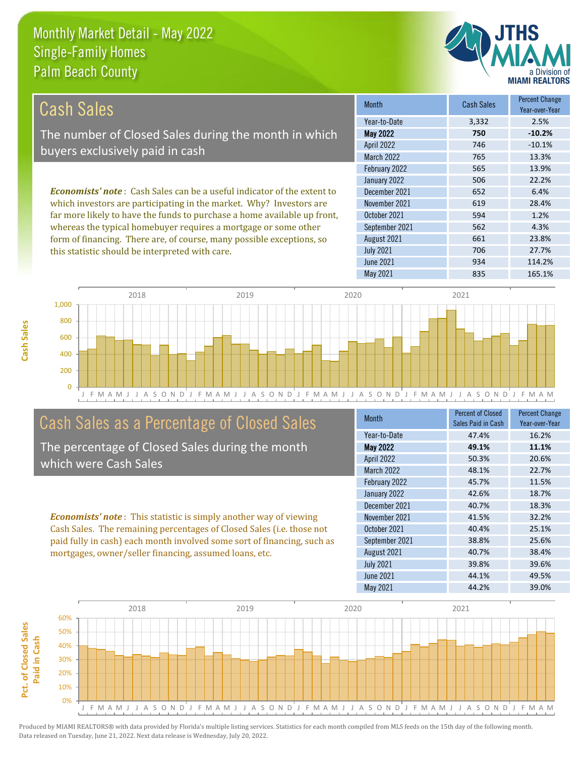Monthly Market Detail - May 2022
Single-Family Homes
Palm Beach County

## Cash Sales

The number of Closed Sales during the month in which buyers exclusively paid in cash

***Economists' note***: Cash Sales can be a useful indicator of the extent to which investors are participating in the market. Why? Investors are far more likely to have the funds to purchase a home available up front, whereas the typical homebuyer requires a mortgage or some other form of financing. There are, of course, many possible exceptions, so this statistic should be interpreted with care.

| Month | Cash Sales | Percent Change Year-over-Year |
|---|---|---|
| Year-to-Date | 3,332 | 2.5% |
| **May 2022** | **750** | **-10.2%** |
| April 2022 | 746 | -10.1% |
| March 2022 | 765 | 13.3% |
| February 2022 | 565 | 13.9% |
| January 2022 | 506 | 22.2% |
| December 2021 | 652 | 6.4% |
| November 2021 | 619 | 28.4% |
| October 2021 | 594 | 1.2% |
| September 2021 | 562 | 4.3% |
| August 2021 | 661 | 23.8% |
| July 2021 | 706 | 27.7% |
| June 2021 | 934 | 114.2% |
| May 2021 | 835 | 165.1% |

## Cash Sales as a Percentage of Closed Sales

The percentage of Closed Sales during the month which were Cash Sales

***Economists' note***: This statistic is simply another way of viewing Cash Sales. The remaining percentages of Closed Sales (i.e. those not paid fully in cash) each month involved some sort of financing, such as mortgages, owner/seller financing, assumed loans, etc.

| Month | Percent of Closed Sales Paid in Cash | Percent Change Year-over-Year |
|---|---|---|
| Year-to-Date | 47.4% | 16.2% |
| **May 2022** | **49.1%** | **11.1%** |
| April 2022 | 50.3% | 20.6% |
| March 2022 | 48.1% | 22.7% |
| February 2022 | 45.7% | 11.5% |
| January 2022 | 42.6% | 18.7% |
| December 2021 | 40.7% | 18.3% |
| November 2021 | 41.5% | 32.2% |
| October 2021 | 40.4% | 25.1% |
| September 2021 | 38.8% | 25.6% |
| August 2021 | 40.7% | 38.4% |
| July 2021 | 39.8% | 39.6% |
| June 2021 | 44.1% | 49.5% |
| May 2021 | 44.2% | 39.0% |

Produced by MIAMI REALTORS® with data provided by Florida's multiple listing services. Statistics for each month compiled from MLS feeds on the 15th day of the following month. Data released on Tuesday, June 21, 2022. Next data release is Wednesday, July 20, 2022.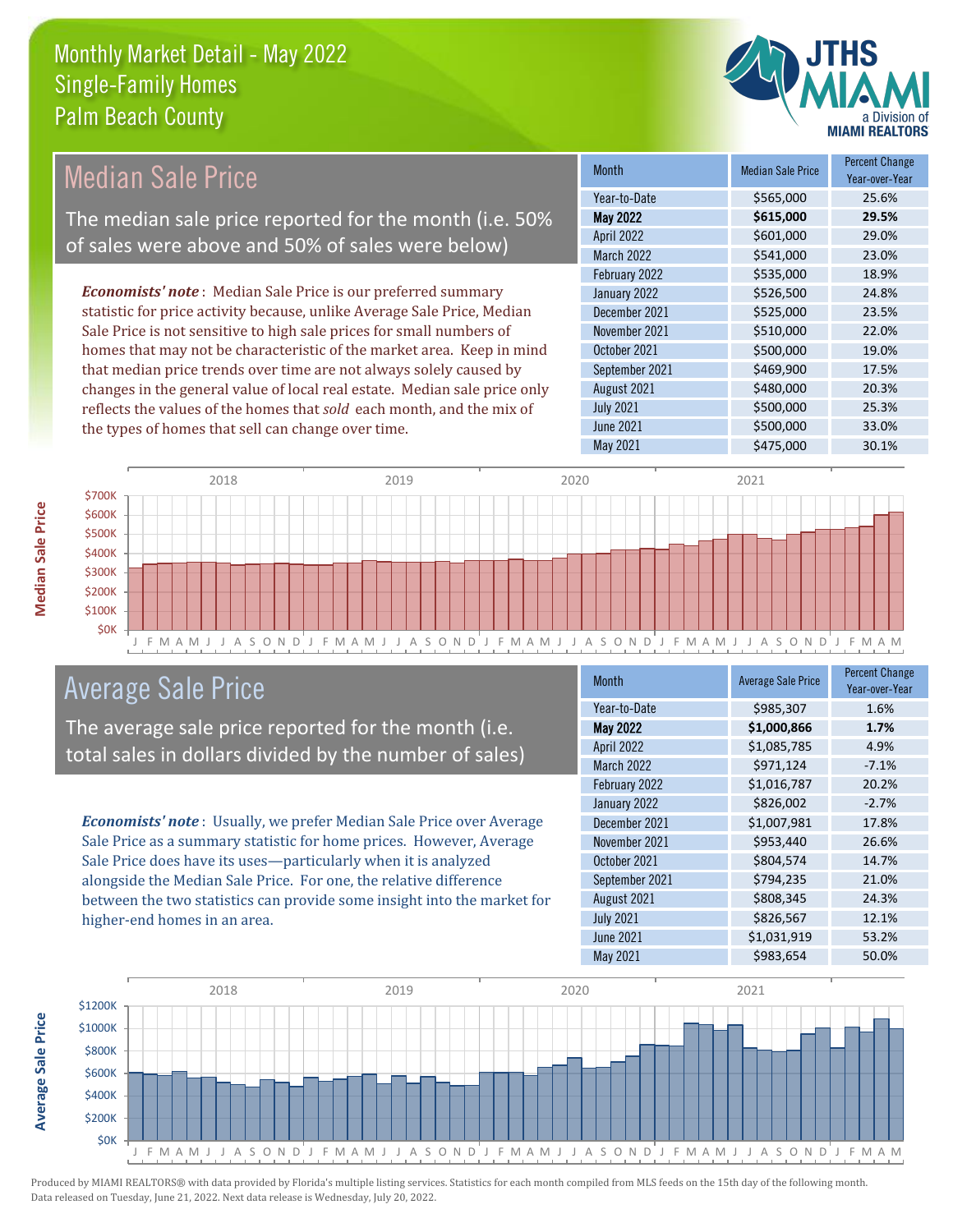# Monthly Market Detail - May 2022
## Single-Family Homes
## Palm Beach County

## Median Sale Price

The median sale price reported for the month (i.e. 50% of sales were above and 50% of sales were below)

***Economists' note***: Median Sale Price is our preferred summary statistic for price activity because, unlike Average Sale Price, Median Sale Price is not sensitive to high sale prices for small numbers of homes that may not be characteristic of the market area. Keep in mind that median price trends over time are not always solely caused by changes in the general value of local real estate. Median sale price only reflects the values of the homes that *sold* each month, and the mix of the types of homes that sell can change over time.

| Month | Median Sale Price | Percent Change Year-over-Year |
|---|---|---|
| Year-to-Date | $565,000 | 25.6% |
| **May 2022** | **$615,000** | **29.5%** |
| April 2022 | $601,000 | 29.0% |
| March 2022 | $541,000 | 23.0% |
| February 2022 | $535,000 | 18.9% |
| January 2022 | $526,500 | 24.8% |
| December 2021 | $525,000 | 23.5% |
| November 2021 | $510,000 | 22.0% |
| October 2021 | $500,000 | 19.0% |
| September 2021 | $469,900 | 17.5% |
| August 2021 | $480,000 | 20.3% |
| July 2021 | $500,000 | 25.3% |
| June 2021 | $500,000 | 33.0% |
| May 2021 | $475,000 | 30.1% |

## Average Sale Price

The average sale price reported for the month (i.e. total sales in dollars divided by the number of sales)

***Economists' note***: Usually, we prefer Median Sale Price over Average Sale Price as a summary statistic for home prices. However, Average Sale Price does have its uses—particularly when it is analyzed alongside the Median Sale Price. For one, the relative difference between the two statistics can provide some insight into the market for higher-end homes in an area.

| Month | Average Sale Price | Percent Change Year-over-Year |
|---|---|---|
| Year-to-Date | $985,307 | 1.6% |
| **May 2022** | **$1,000,866** | **1.7%** |
| April 2022 | $1,085,785 | 4.9% |
| March 2022 | $971,124 | -7.1% |
| February 2022 | $1,016,787 | 20.2% |
| January 2022 | $826,002 | -2.7% |
| December 2021 | $1,007,981 | 17.8% |
| November 2021 | $953,440 | 26.6% |
| October 2021 | $804,574 | 14.7% |
| September 2021 | $794,235 | 21.0% |
| August 2021 | $808,345 | 24.3% |
| July 2021 | $826,567 | 12.1% |
| June 2021 | $1,031,919 | 53.2% |
| May 2021 | $983,654 | 50.0% |

Produced by MIAMI REALTORS® with data provided by Florida's multiple listing services. Statistics for each month compiled from MLS feeds on the 15th day of the following month. Data released on Tuesday, June 21, 2022. Next data release is Wednesday, July 20, 2022.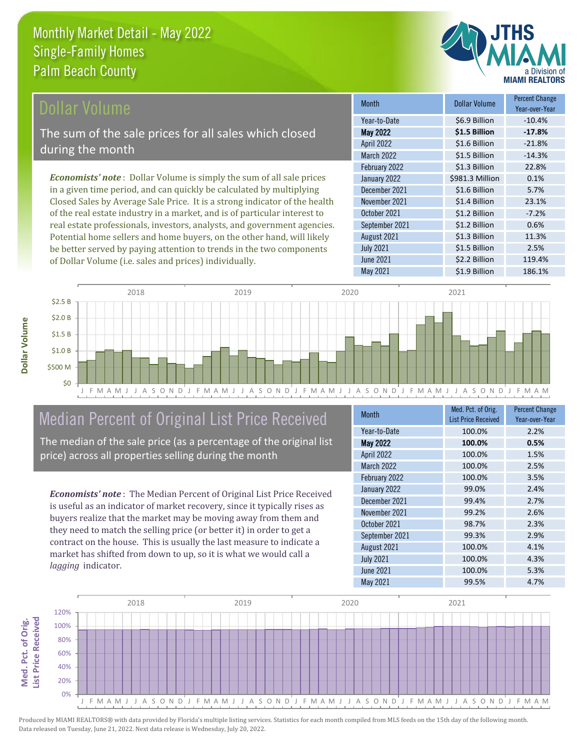# Monthly Market Detail - May 2022
## Single-Family Homes
## Palm Beach County

## Dollar Volume

The sum of the sale prices for all sales which closed during the month

***Economists' note***: Dollar Volume is simply the sum of all sale prices in a given time period, and can quickly be calculated by multiplying Closed Sales by Average Sale Price. It is a strong indicator of the health of the real estate industry in a market, and is of particular interest to real estate professionals, investors, analysts, and government agencies. Potential home sellers and home buyers, on the other hand, will likely be better served by paying attention to trends in the two components of Dollar Volume (i.e. sales and prices) individually.

| Month | Dollar Volume | Percent Change Year-over-Year |
|---|---|---|
| Year-to-Date | $6.9 Billion | -10.4% |
| **May 2022** | **$1.5 Billion** | **-17.8%** |
| April 2022 | $1.6 Billion | -21.8% |
| March 2022 | $1.5 Billion | -14.3% |
| February 2022 | $1.3 Billion | 22.8% |
| January 2022 | $981.3 Million | 0.1% |
| December 2021 | $1.6 Billion | 5.7% |
| November 2021 | $1.4 Billion | 23.1% |
| October 2021 | $1.2 Billion | -7.2% |
| September 2021 | $1.2 Billion | 0.6% |
| August 2021 | $1.3 Billion | 11.3% |
| July 2021 | $1.5 Billion | 2.5% |
| June 2021 | $2.2 Billion | 119.4% |
| May 2021 | $1.9 Billion | 186.1% |

## Median Percent of Original List Price Received

The median of the sale price (as a percentage of the original list price) across all properties selling during the month

***Economists' note***: The Median Percent of Original List Price Received is useful as an indicator of market recovery, since it typically rises as buyers realize that the market may be moving away from them and they need to match the selling price (or better it) in order to get a contract on the house. This is usually the last measure to indicate a market has shifted from down to up, so it is what we would call a *lagging* indicator.

| Month | Med. Pct. of Orig. List Price Received | Percent Change Year-over-Year |
|---|---|---|
| Year-to-Date | 100.0% | 2.2% |
| **May 2022** | **100.0%** | **0.5%** |
| April 2022 | 100.0% | 1.5% |
| March 2022 | 100.0% | 2.5% |
| February 2022 | 100.0% | 3.5% |
| January 2022 | 99.0% | 2.4% |
| December 2021 | 99.4% | 2.7% |
| November 2021 | 99.2% | 2.6% |
| October 2021 | 98.7% | 2.3% |
| September 2021 | 99.3% | 2.9% |
| August 2021 | 100.0% | 4.1% |
| July 2021 | 100.0% | 4.3% |
| June 2021 | 100.0% | 5.3% |
| May 2021 | 99.5% | 4.7% |

Produced by MIAMI REALTORS® with data provided by Florida's multiple listing services. Statistics for each month compiled from MLS feeds on the 15th day of the following month. Data released on Tuesday, June 21, 2022. Next data release is Wednesday, July 20, 2022.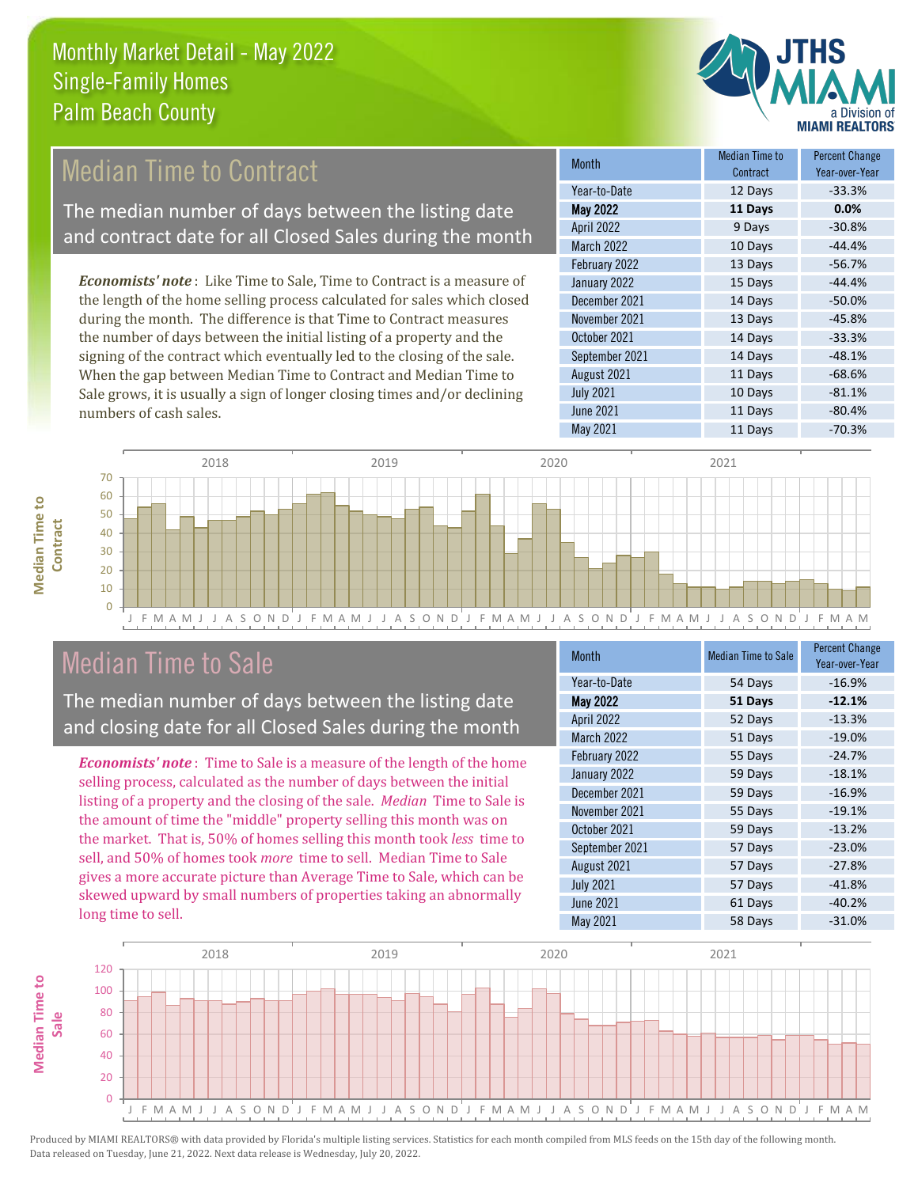Monthly Market Detail - May 2022
Single-Family Homes
Palm Beach County

# Median Time to Contract

The median number of days between the listing date and contract date for all Closed Sales during the month

***Economists' note***: Like Time to Sale, Time to Contract is a measure of the length of the home selling process calculated for sales which closed during the month. The difference is that Time to Contract measures the number of days between the initial listing of a property and the signing of the contract which eventually led to the closing of the sale. When the gap between Median Time to Contract and Median Time to Sale grows, it is usually a sign of longer closing times and/or declining numbers of cash sales.

| Month | Median Time to Contract | Percent Change Year-over-Year |
|---|---|---|
| Year-to-Date | 12 Days | -33.3% |
| **May 2022** | **11 Days** | **0.0%** |
| April 2022 | 9 Days | -30.8% |
| March 2022 | 10 Days | -44.4% |
| February 2022 | 13 Days | -56.7% |
| January 2022 | 15 Days | -44.4% |
| December 2021 | 14 Days | -50.0% |
| November 2021 | 13 Days | -45.8% |
| October 2021 | 14 Days | -33.3% |
| September 2021 | 14 Days | -48.1% |
| August 2021 | 11 Days | -68.6% |
| July 2021 | 10 Days | -81.1% |
| June 2021 | 11 Days | -80.4% |
| May 2021 | 11 Days | -70.3% |

# Median Time to Sale

The median number of days between the listing date and closing date for all Closed Sales during the month

***Economists' note***: Time to Sale is a measure of the length of the home selling process, calculated as the number of days between the initial listing of a property and the closing of the sale. *Median* Time to Sale is the amount of time the "middle" property selling this month was on the market. That is, 50% of homes selling this month took *less* time to sell, and 50% of homes took *more* time to sell. Median Time to Sale gives a more accurate picture than Average Time to Sale, which can be skewed upward by small numbers of properties taking an abnormally long time to sell.

| Month | Median Time to Sale | Percent Change Year-over-Year |
|---|---|---|
| Year-to-Date | 54 Days | -16.9% |
| **May 2022** | **51 Days** | **-12.1%** |
| April 2022 | 52 Days | -13.3% |
| March 2022 | 51 Days | -19.0% |
| February 2022 | 55 Days | -24.7% |
| January 2022 | 59 Days | -18.1% |
| December 2021 | 59 Days | -16.9% |
| November 2021 | 55 Days | -19.1% |
| October 2021 | 59 Days | -13.2% |
| September 2021 | 57 Days | -23.0% |
| August 2021 | 57 Days | -27.8% |
| July 2021 | 57 Days | -41.8% |
| June 2021 | 61 Days | -40.2% |
| May 2021 | 58 Days | -31.0% |

Produced by MIAMI REALTORS® with data provided by Florida's multiple listing services. Statistics for each month compiled from MLS feeds on the 15th day of the following month. Data released on Tuesday, June 21, 2022. Next data release is Wednesday, July 20, 2022.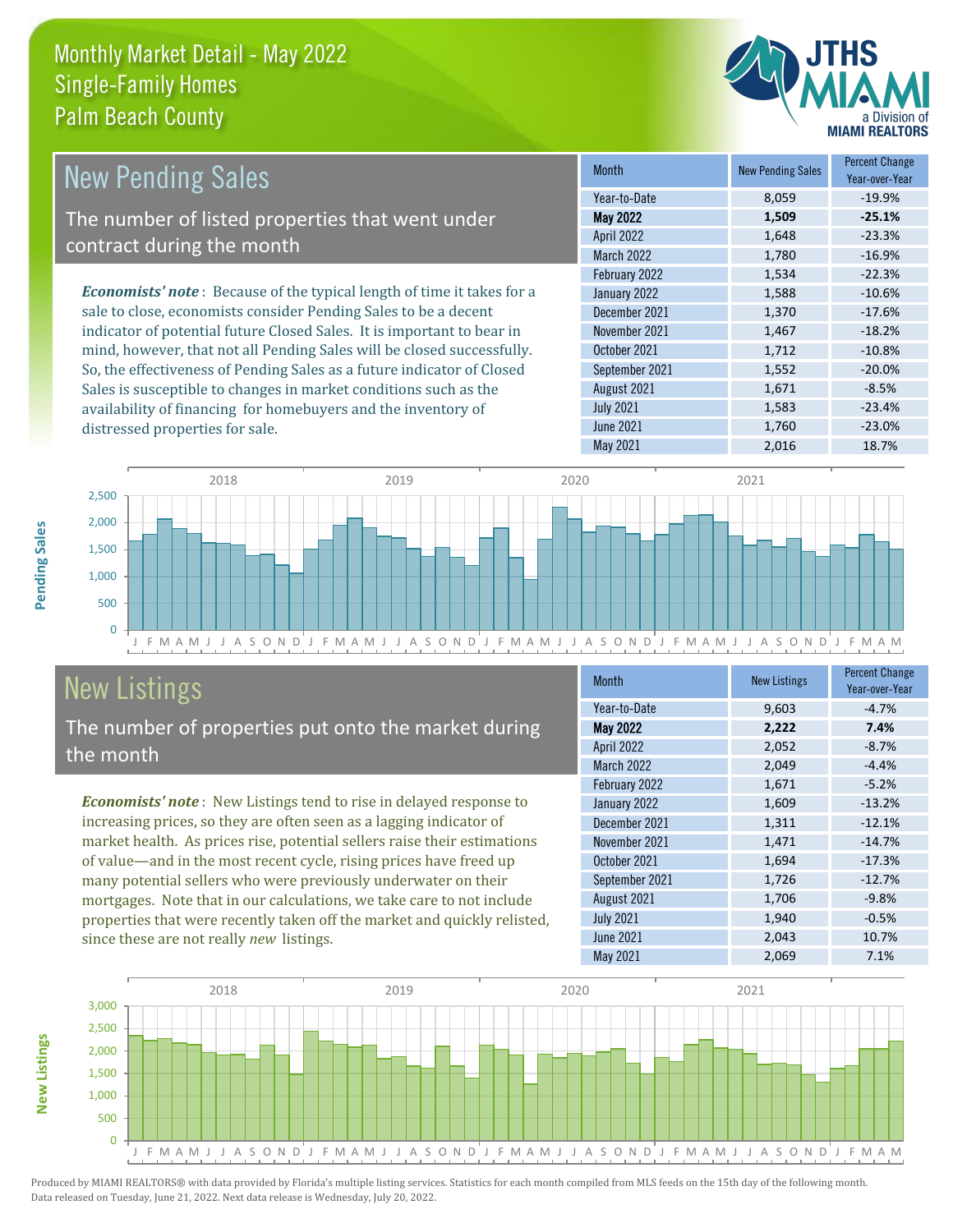Monthly Market Detail - May 2022
Single-Family Homes
Palm Beach County

# New Pending Sales

The number of listed properties that went under contract during the month

***Economists' note***: Because of the typical length of time it takes for a sale to close, economists consider Pending Sales to be a decent indicator of potential future Closed Sales. It is important to bear in mind, however, that not all Pending Sales will be closed successfully. So, the effectiveness of Pending Sales as a future indicator of Closed Sales is susceptible to changes in market conditions such as the availability of financing for homebuyers and the inventory of distressed properties for sale.

| Month | New Pending Sales | Percent Change Year-over-Year |
|---|---|---|
| Year-to-Date | 8,059 | -19.9% |
| **May 2022** | **1,509** | **-25.1%** |
| April 2022 | 1,648 | -23.3% |
| March 2022 | 1,780 | -16.9% |
| February 2022 | 1,534 | -22.3% |
| January 2022 | 1,588 | -10.6% |
| December 2021 | 1,370 | -17.6% |
| November 2021 | 1,467 | -18.2% |
| October 2021 | 1,712 | -10.8% |
| September 2021 | 1,552 | -20.0% |
| August 2021 | 1,671 | -8.5% |
| July 2021 | 1,583 | -23.4% |
| June 2021 | 1,760 | -23.0% |
| May 2021 | 2,016 | 18.7% |

# New Listings

The number of properties put onto the market during the month

***Economists' note***: New Listings tend to rise in delayed response to increasing prices, so they are often seen as a lagging indicator of market health. As prices rise, potential sellers raise their estimations of value—and in the most recent cycle, rising prices have freed up many potential sellers who were previously underwater on their mortgages. Note that in our calculations, we take care to not include properties that were recently taken off the market and quickly relisted, since these are not really *new* listings.

| Month | New Listings | Percent Change Year-over-Year |
|---|---|---|
| Year-to-Date | 9,603 | -4.7% |
| **May 2022** | **2,222** | **7.4%** |
| April 2022 | 2,052 | -8.7% |
| March 2022 | 2,049 | -4.4% |
| February 2022 | 1,671 | -5.2% |
| January 2022 | 1,609 | -13.2% |
| December 2021 | 1,311 | -12.1% |
| November 2021 | 1,471 | -14.7% |
| October 2021 | 1,694 | -17.3% |
| September 2021 | 1,726 | -12.7% |
| August 2021 | 1,706 | -9.8% |
| July 2021 | 1,940 | -0.5% |
| June 2021 | 2,043 | 10.7% |
| May 2021 | 2,069 | 7.1% |

Produced by MIAMI REALTORS® with data provided by Florida's multiple listing services. Statistics for each month compiled from MLS feeds on the 15th day of the following month. Data released on Tuesday, June 21, 2022. Next data release is Wednesday, July 20, 2022.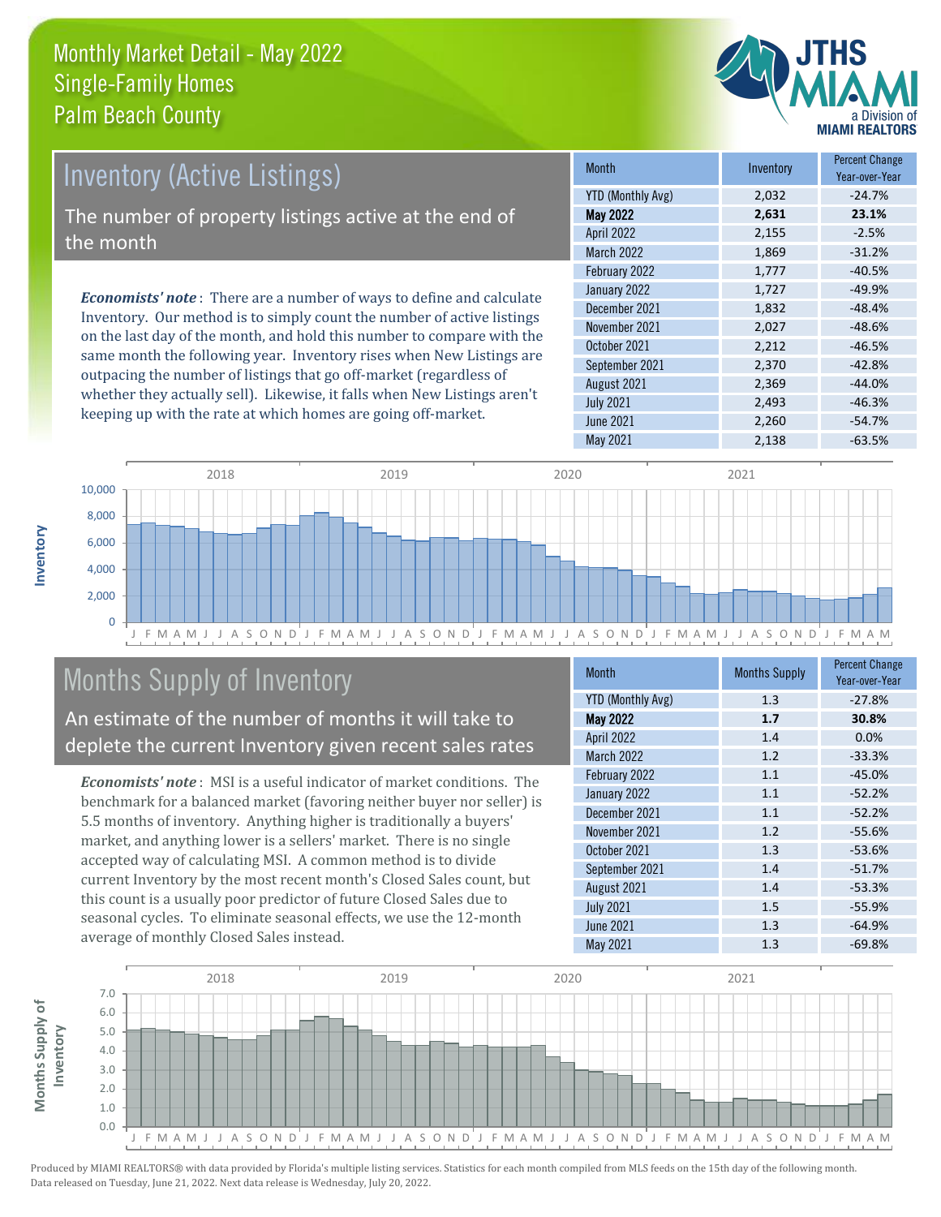# Monthly Market Detail - May 2022
## Single-Family Homes
## Palm Beach County

## Inventory (Active Listings)

The number of property listings active at the end of the month

***Economists' note*** : There are a number of ways to define and calculate Inventory. Our method is to simply count the number of active listings on the last day of the month, and hold this number to compare with the same month the following year. Inventory rises when New Listings are outpacing the number of listings that go off-market (regardless of whether they actually sell). Likewise, it falls when New Listings aren't keeping up with the rate at which homes are going off-market.

| Month | Inventory | Percent Change Year-over-Year |
|---|---|---|
| YTD (Monthly Avg) | 2,032 | -24.7% |
| **May 2022** | **2,631** | **23.1%** |
| April 2022 | 2,155 | -2.5% |
| March 2022 | 1,869 | -31.2% |
| February 2022 | 1,777 | -40.5% |
| January 2022 | 1,727 | -49.9% |
| December 2021 | 1,832 | -48.4% |
| November 2021 | 2,027 | -48.6% |
| October 2021 | 2,212 | -46.5% |
| September 2021 | 2,370 | -42.8% |
| August 2021 | 2,369 | -44.0% |
| July 2021 | 2,493 | -46.3% |
| June 2021 | 2,260 | -54.7% |
| May 2021 | 2,138 | -63.5% |

## Months Supply of Inventory

An estimate of the number of months it will take to deplete the current Inventory given recent sales rates

***Economists' note*** : MSI is a useful indicator of market conditions. The benchmark for a balanced market (favoring neither buyer nor seller) is 5.5 months of inventory. Anything higher is traditionally a buyers' market, and anything lower is a sellers' market. There is no single accepted way of calculating MSI. A common method is to divide current Inventory by the most recent month's Closed Sales count, but this count is a usually poor predictor of future Closed Sales due to seasonal cycles. To eliminate seasonal effects, we use the 12-month average of monthly Closed Sales instead.

| Month | Months Supply | Percent Change Year-over-Year |
|---|---|---|
| YTD (Monthly Avg) | 1.3 | -27.8% |
| **May 2022** | **1.7** | **30.8%** |
| April 2022 | 1.4 | 0.0% |
| March 2022 | 1.2 | -33.3% |
| February 2022 | 1.1 | -45.0% |
| January 2022 | 1.1 | -52.2% |
| December 2021 | 1.1 | -52.2% |
| November 2021 | 1.2 | -55.6% |
| October 2021 | 1.3 | -53.6% |
| September 2021 | 1.4 | -51.7% |
| August 2021 | 1.4 | -53.3% |
| July 2021 | 1.5 | -55.9% |
| June 2021 | 1.3 | -64.9% |
| May 2021 | 1.3 | -69.8% |

Produced by MIAMI REALTORS® with data provided by Florida's multiple listing services. Statistics for each month compiled from MLS feeds on the 15th day of the following month. Data released on Tuesday, June 21, 2022. Next data release is Wednesday, July 20, 2022.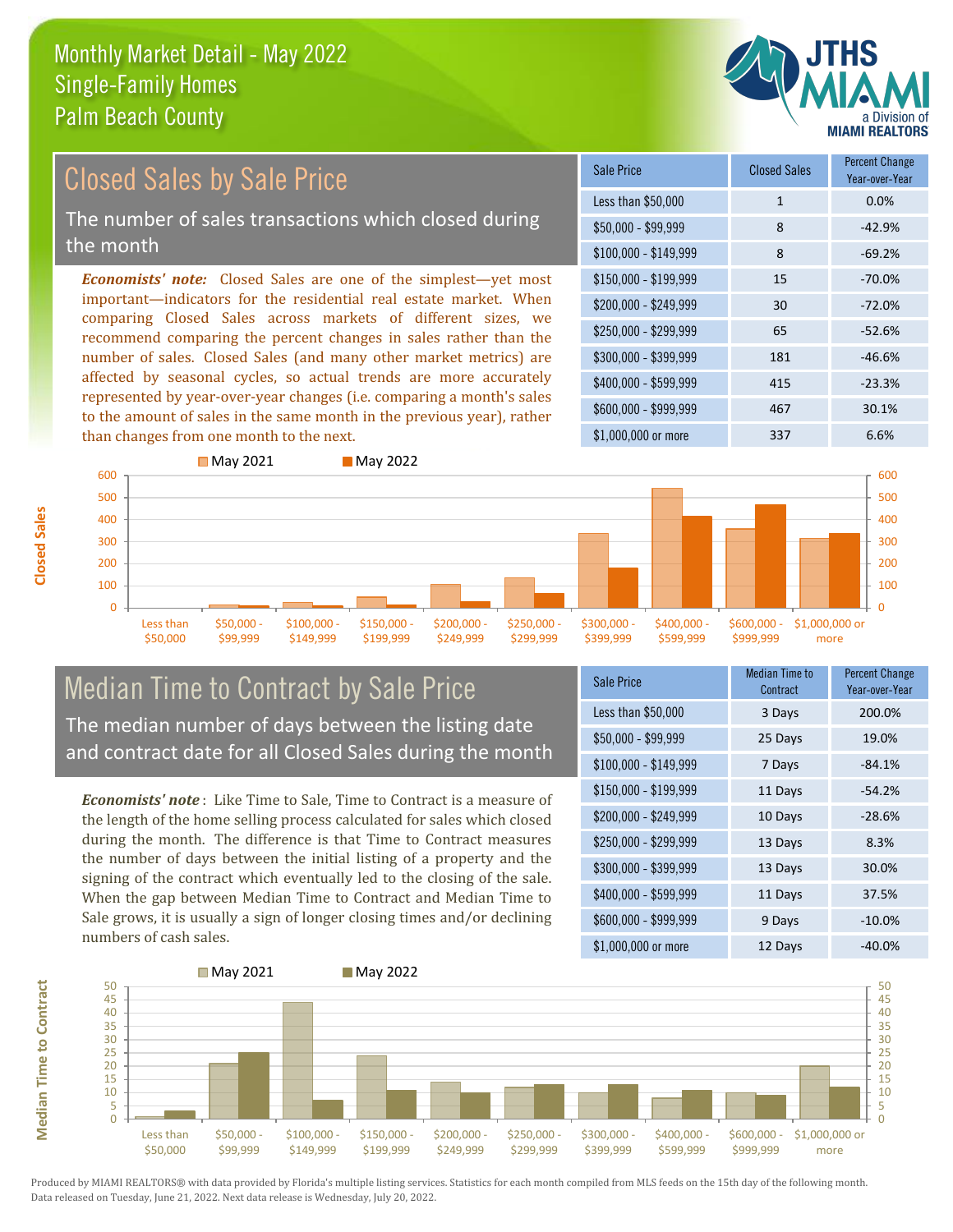# Monthly Market Detail - May 2022
# Single-Family Homes
# Palm Beach County

## Closed Sales by Sale Price

The number of sales transactions which closed during the month

***Economists' note:*** Closed Sales are one of the simplest—yet most important—indicators for the residential real estate market. When comparing Closed Sales across markets of different sizes, we recommend comparing the percent changes in sales rather than the number of sales. Closed Sales (and many other market metrics) are affected by seasonal cycles, so actual trends are more accurately represented by year-over-year changes (i.e. comparing a month's sales to the amount of sales in the same month in the previous year), rather than changes from one month to the next.

| Sale Price | Closed Sales | Percent Change Year-over-Year |
|---|---|---|
| Less than $50,000 | 1 | 0.0% |
| $50,000 - $99,999 | 8 | -42.9% |
| $100,000 - $149,999 | 8 | -69.2% |
| $150,000 - $199,999 | 15 | -70.0% |
| $200,000 - $249,999 | 30 | -72.0% |
| $250,000 - $299,999 | 65 | -52.6% |
| $300,000 - $399,999 | 181 | -46.6% |
| $400,000 - $599,999 | 415 | -23.3% |
| $600,000 - $999,999 | 467 | 30.1% |
| $1,000,000 or more | 337 | 6.6% |

## Median Time to Contract by Sale Price

The median number of days between the listing date and contract date for all Closed Sales during the month

***Economists' note*** : Like Time to Sale, Time to Contract is a measure of the length of the home selling process calculated for sales which closed during the month. The difference is that Time to Contract measures the number of days between the initial listing of a property and the signing of the contract which eventually led to the closing of the sale. When the gap between Median Time to Contract and Median Time to Sale grows, it is usually a sign of longer closing times and/or declining numbers of cash sales.

| Sale Price | Median Time to Contract | Percent Change Year-over-Year |
|---|---|---|
| Less than $50,000 | 3 Days | 200.0% |
| $50,000 - $99,999 | 25 Days | 19.0% |
| $100,000 - $149,999 | 7 Days | -84.1% |
| $150,000 - $199,999 | 11 Days | -54.2% |
| $200,000 - $249,999 | 10 Days | -28.6% |
| $250,000 - $299,999 | 13 Days | 8.3% |
| $300,000 - $399,999 | 13 Days | 30.0% |
| $400,000 - $599,999 | 11 Days | 37.5% |
| $600,000 - $999,999 | 9 Days | -10.0% |
| $1,000,000 or more | 12 Days | -40.0% |

Produced by MIAMI REALTORS® with data provided by Florida's multiple listing services. Statistics for each month compiled from MLS feeds on the 15th day of the following month. Data released on Tuesday, June 21, 2022. Next data release is Wednesday, July 20, 2022.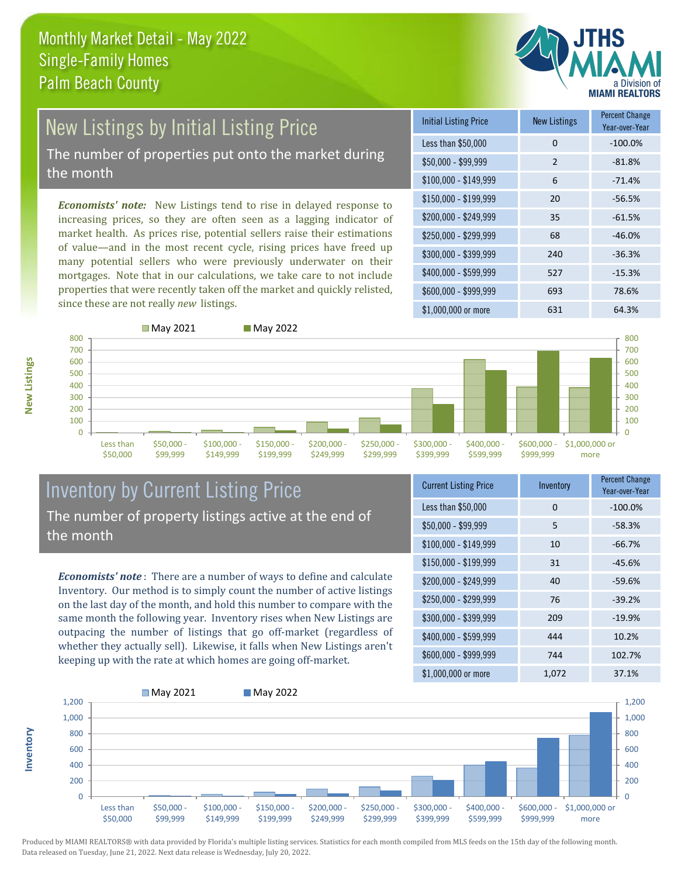Monthly Market Detail - May 2022
Single-Family Homes
Palm Beach County

## New Listings by Initial Listing Price

The number of properties put onto the market during the month

***Economists' note:*** New Listings tend to rise in delayed response to increasing prices, so they are often seen as a lagging indicator of market health. As prices rise, potential sellers raise their estimations of value—and in the most recent cycle, rising prices have freed up many potential sellers who were previously underwater on their mortgages. Note that in our calculations, we take care to not include properties that were recently taken off the market and quickly relisted, since these are not really *new* listings.

| Initial Listing Price | New Listings | Percent Change Year-over-Year |
|---|---|---|
| Less than $50,000 | 0 | -100.0% |
| $50,000 - $99,999 | 2 | -81.8% |
| $100,000 - $149,999 | 6 | -71.4% |
| $150,000 - $199,999 | 20 | -56.5% |
| $200,000 - $249,999 | 35 | -61.5% |
| $250,000 - $299,999 | 68 | -46.0% |
| $300,000 - $399,999 | 240 | -36.3% |
| $400,000 - $599,999 | 527 | -15.3% |
| $600,000 - $999,999 | 693 | 78.6% |
| $1,000,000 or more | 631 | 64.3% |

## Inventory by Current Listing Price

The number of property listings active at the end of the month

***Economists' note*** : There are a number of ways to define and calculate Inventory. Our method is to simply count the number of active listings on the last day of the month, and hold this number to compare with the same month the following year. Inventory rises when New Listings are outpacing the number of listings that go off-market (regardless of whether they actually sell). Likewise, it falls when New Listings aren't keeping up with the rate at which homes are going off-market.

| Current Listing Price | Inventory | Percent Change Year-over-Year |
|---|---|---|
| Less than $50,000 | 0 | -100.0% |
| $50,000 - $99,999 | 5 | -58.3% |
| $100,000 - $149,999 | 10 | -66.7% |
| $150,000 - $199,999 | 31 | -45.6% |
| $200,000 - $249,999 | 40 | -59.6% |
| $250,000 - $299,999 | 76 | -39.2% |
| $300,000 - $399,999 | 209 | -19.9% |
| $400,000 - $599,999 | 444 | 10.2% |
| $600,000 - $999,999 | 744 | 102.7% |
| $1,000,000 or more | 1,072 | 37.1% |

Produced by MIAMI REALTORS® with data provided by Florida's multiple listing services. Statistics for each month compiled from MLS feeds on the 15th day of the following month. Data released on Tuesday, June 21, 2022. Next data release is Wednesday, July 20, 2022.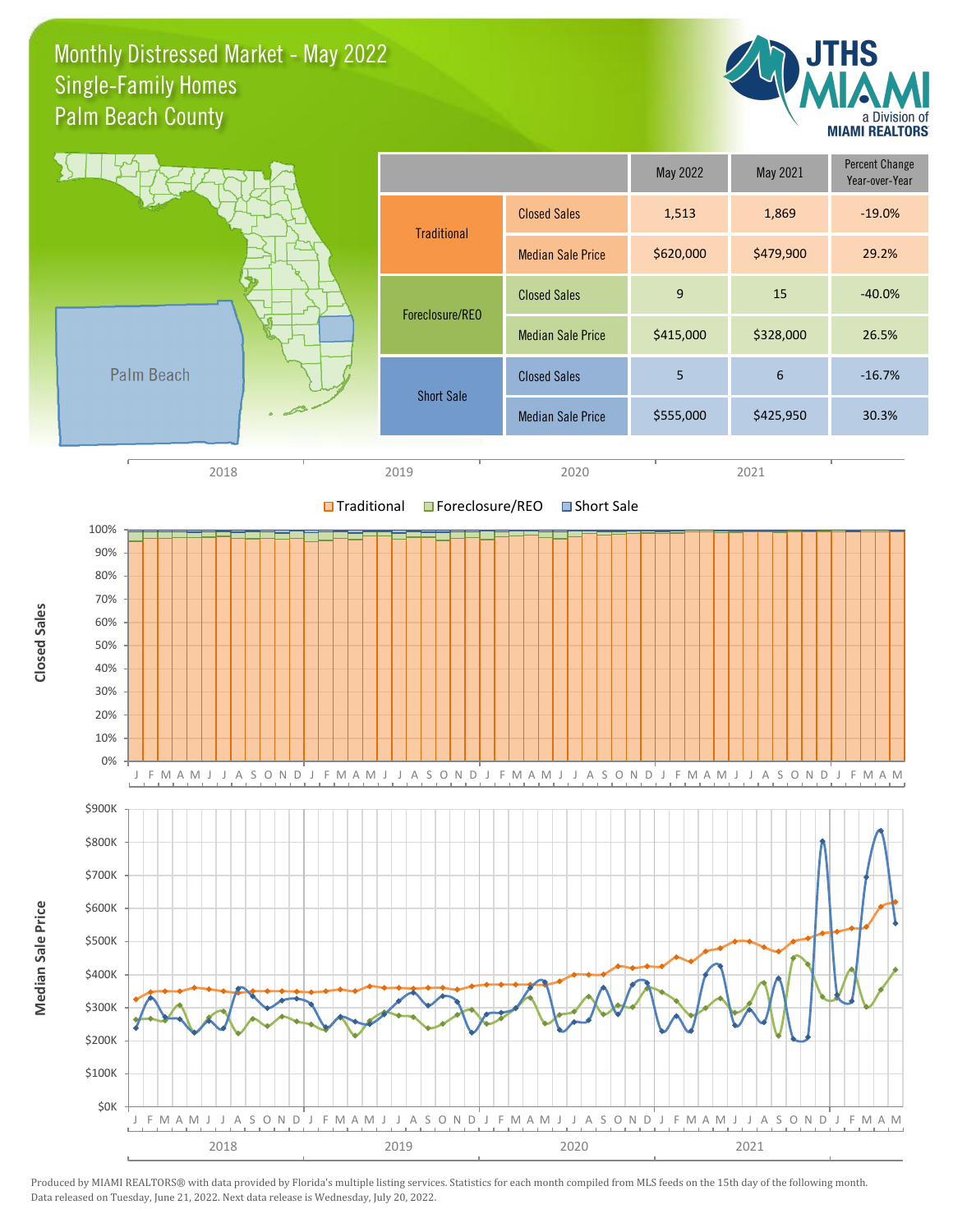# Monthly Distressed Market - May 2022
## Single-Family Homes
## Palm Beach County

JTHS MIAMI
a Division of
MIAMI REALTORS

Palm Beach

| | | May 2022 | May 2021 | Percent Change Year-over-Year |
|---|---|---|---|---|
| Traditional | Closed Sales | 1,513 | 1,869 | -19.0% |
| | Median Sale Price | $620,000 | $479,900 | 29.2% |
| Foreclosure/REO | Closed Sales | 9 | 15 | -40.0% |
| | Median Sale Price | $415,000 | $328,000 | 26.5% |
| Short Sale | Closed Sales | 5 | 6 | -16.7% |
| | Median Sale Price | $555,000 | $425,950 | 30.3% |

2018 2019 2020 2021

Traditional Foreclosure/REO Short Sale

Closed Sales

100% 90% 80% 70% 60% 50% 40% 30% 20% 10% 0%

J F M A M J J A S O N D J F M A M J J A S O N D J F M A M J J A S O N D J F M A M J J A S O N D J F M A M

Median Sale Price

$900K $800K $700K $600K $500K $400K $300K $200K $100K $0K

J F M A M J J A S O N D J F M A M J J A S O N D J F M A M J J A S O N D J F M A M J J A S O N D J F M A M

2018 2019 2020 2021

Produced by MIAMI REALTORS® with data provided by Florida's multiple listing services. Statistics for each month compiled from MLS feeds on the 15th day of the following month.
Data released on Tuesday, June 21, 2022. Next data release is Wednesday, July 20, 2022.